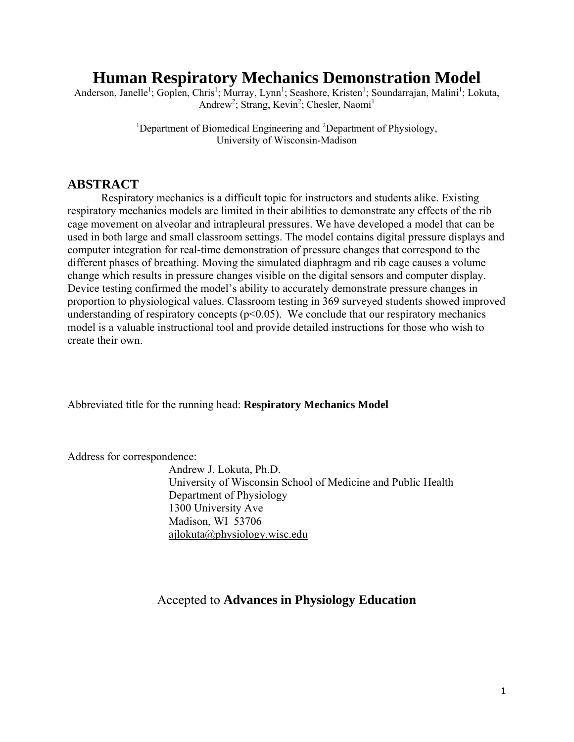# Human Respiratory Mechanics Demonstration Model

Anderson, Janelle[1]; Goplen, Chris[1]; Murray, Lynn[1]; Seashore, Kristen[1]; Soundarrajan, Malini[1]; Lokuta, Andrew[2]; Strang, Kevin[2]; Chesler, Naomi[1]

[1]Department of Biomedical Engineering and [2]Department of Physiology, University of Wisconsin-Madison

## ABSTRACT

Respiratory mechanics is a difficult topic for instructors and students alike. Existing respiratory mechanics models are limited in their abilities to demonstrate any effects of the rib cage movement on alveolar and intrapleural pressures. We have developed a model that can be used in both large and small classroom settings. The model contains digital pressure displays and computer integration for real-time demonstration of pressure changes that correspond to the different phases of breathing. Moving the simulated diaphragm and rib cage causes a volume change which results in pressure changes visible on the digital sensors and computer display. Device testing confirmed the model's ability to accurately demonstrate pressure changes in proportion to physiological values. Classroom testing in 369 surveyed students showed improved understanding of respiratory concepts ($p<0.05$). We conclude that our respiratory mechanics model is a valuable instructional tool and provide detailed instructions for those who wish to create their own.

Abbreviated title for the running head: **Respiratory Mechanics Model**

Address for correspondence:

Andrew J. Lokuta, Ph.D.
University of Wisconsin School of Medicine and Public Health
Department of Physiology
1300 University Ave
Madison, WI 53706
ajlokuta@physiology.wisc.edu

Accepted to **Advances in Physiology Education**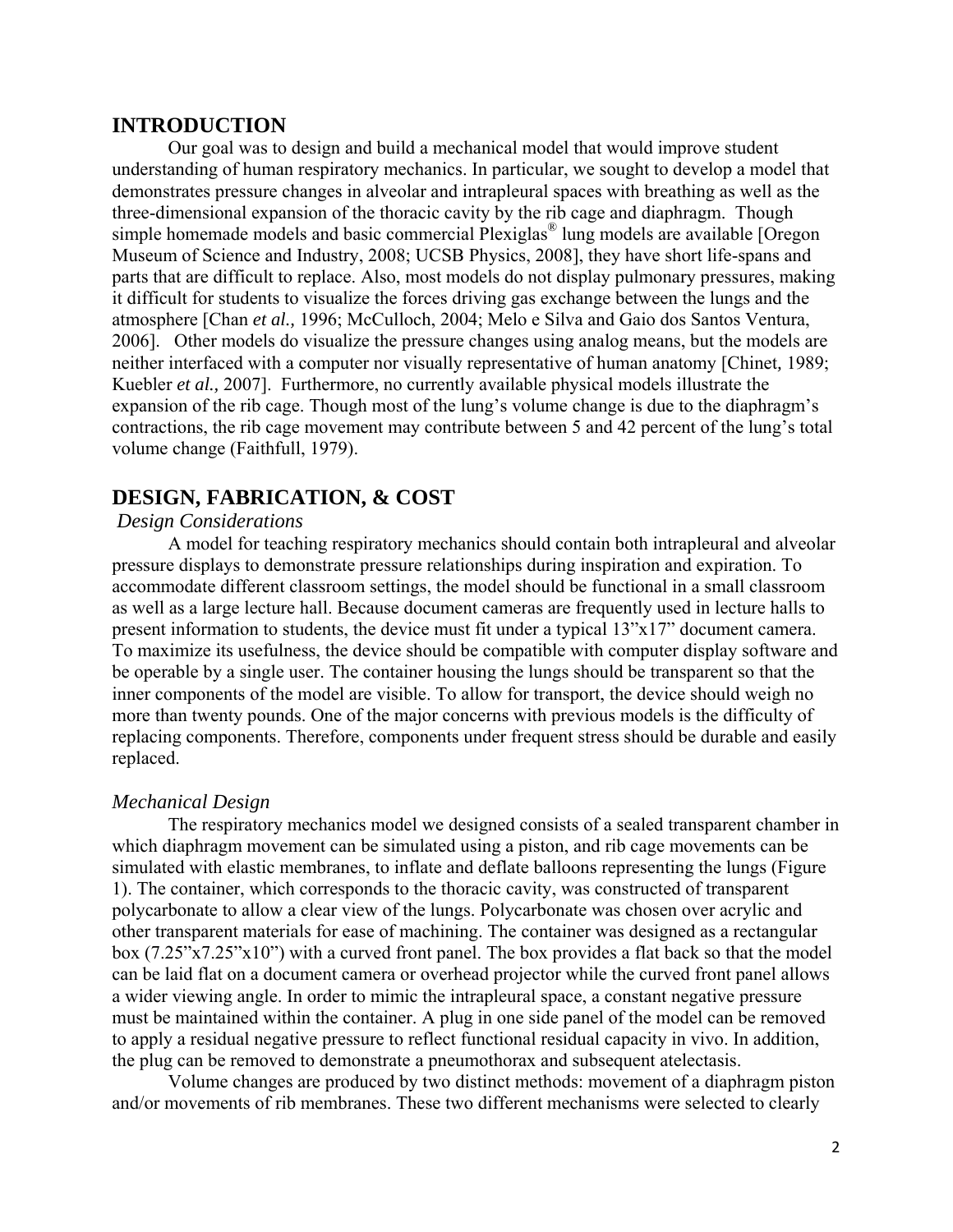## INTRODUCTION

Our goal was to design and build a mechanical model that would improve student understanding of human respiratory mechanics. In particular, we sought to develop a model that demonstrates pressure changes in alveolar and intrapleural spaces with breathing as well as the three-dimensional expansion of the thoracic cavity by the rib cage and diaphragm. Though simple homemade models and basic commercial Plexiglas® lung models are available [Oregon Museum of Science and Industry, 2008; UCSB Physics, 2008], they have short life-spans and parts that are difficult to replace. Also, most models do not display pulmonary pressures, making it difficult for students to visualize the forces driving gas exchange between the lungs and the atmosphere [Chan *et al.,* 1996; McCulloch, 2004; Melo e Silva and Gaio dos Santos Ventura, 2006]. Other models do visualize the pressure changes using analog means, but the models are neither interfaced with a computer nor visually representative of human anatomy [Chinet, 1989; Kuebler *et al.,* 2007]. Furthermore, no currently available physical models illustrate the expansion of the rib cage. Though most of the lung's volume change is due to the diaphragm's contractions, the rib cage movement may contribute between 5 and 42 percent of the lung's total volume change (Faithfull, 1979).

## DESIGN, FABRICATION, & COST

### *Design Considerations*

A model for teaching respiratory mechanics should contain both intrapleural and alveolar pressure displays to demonstrate pressure relationships during inspiration and expiration. To accommodate different classroom settings, the model should be functional in a small classroom as well as a large lecture hall. Because document cameras are frequently used in lecture halls to present information to students, the device must fit under a typical 13"x17" document camera. To maximize its usefulness, the device should be compatible with computer display software and be operable by a single user. The container housing the lungs should be transparent so that the inner components of the model are visible. To allow for transport, the device should weigh no more than twenty pounds. One of the major concerns with previous models is the difficulty of replacing components. Therefore, components under frequent stress should be durable and easily replaced.

### *Mechanical Design*

The respiratory mechanics model we designed consists of a sealed transparent chamber in which diaphragm movement can be simulated using a piston, and rib cage movements can be simulated with elastic membranes, to inflate and deflate balloons representing the lungs (Figure 1). The container, which corresponds to the thoracic cavity, was constructed of transparent polycarbonate to allow a clear view of the lungs. Polycarbonate was chosen over acrylic and other transparent materials for ease of machining. The container was designed as a rectangular box (7.25"x7.25"x10") with a curved front panel. The box provides a flat back so that the model can be laid flat on a document camera or overhead projector while the curved front panel allows a wider viewing angle. In order to mimic the intrapleural space, a constant negative pressure must be maintained within the container. A plug in one side panel of the model can be removed to apply a residual negative pressure to reflect functional residual capacity in vivo. In addition, the plug can be removed to demonstrate a pneumothorax and subsequent atelectasis.

Volume changes are produced by two distinct methods: movement of a diaphragm piston and/or movements of rib membranes. These two different mechanisms were selected to clearly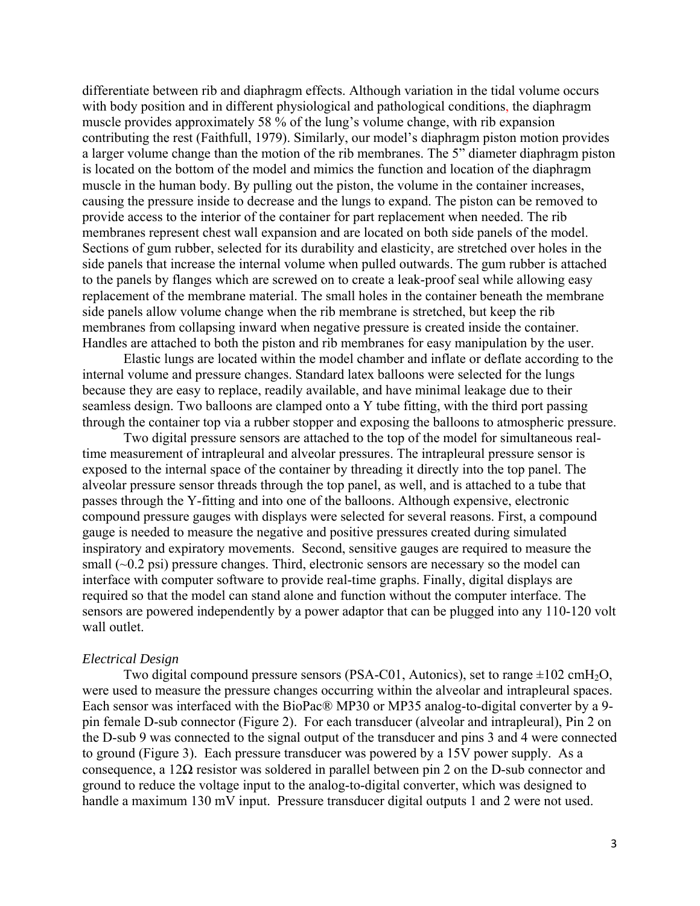differentiate between rib and diaphragm effects. Although variation in the tidal volume occurs with body position and in different physiological and pathological conditions, the diaphragm muscle provides approximately 58 % of the lung's volume change, with rib expansion contributing the rest (Faithfull, 1979). Similarly, our model's diaphragm piston motion provides a larger volume change than the motion of the rib membranes. The 5" diameter diaphragm piston is located on the bottom of the model and mimics the function and location of the diaphragm muscle in the human body. By pulling out the piston, the volume in the container increases, causing the pressure inside to decrease and the lungs to expand. The piston can be removed to provide access to the interior of the container for part replacement when needed. The rib membranes represent chest wall expansion and are located on both side panels of the model. Sections of gum rubber, selected for its durability and elasticity, are stretched over holes in the side panels that increase the internal volume when pulled outwards. The gum rubber is attached to the panels by flanges which are screwed on to create a leak-proof seal while allowing easy replacement of the membrane material. The small holes in the container beneath the membrane side panels allow volume change when the rib membrane is stretched, but keep the rib membranes from collapsing inward when negative pressure is created inside the container. Handles are attached to both the piston and rib membranes for easy manipulation by the user.

Elastic lungs are located within the model chamber and inflate or deflate according to the internal volume and pressure changes. Standard latex balloons were selected for the lungs because they are easy to replace, readily available, and have minimal leakage due to their seamless design. Two balloons are clamped onto a Y tube fitting, with the third port passing through the container top via a rubber stopper and exposing the balloons to atmospheric pressure.

Two digital pressure sensors are attached to the top of the model for simultaneous real-time measurement of intrapleural and alveolar pressures. The intrapleural pressure sensor is exposed to the internal space of the container by threading it directly into the top panel. The alveolar pressure sensor threads through the top panel, as well, and is attached to a tube that passes through the Y-fitting and into one of the balloons. Although expensive, electronic compound pressure gauges with displays were selected for several reasons. First, a compound gauge is needed to measure the negative and positive pressures created during simulated inspiratory and expiratory movements. Second, sensitive gauges are required to measure the small (~0.2 psi) pressure changes. Third, electronic sensors are necessary so the model can interface with computer software to provide real-time graphs. Finally, digital displays are required so that the model can stand alone and function without the computer interface. The sensors are powered independently by a power adaptor that can be plugged into any 110-120 volt wall outlet.

### *Electrical Design*

Two digital compound pressure sensors (PSA-C01, Autonics), set to range ±102 $cmH_2O$, were used to measure the pressure changes occurring within the alveolar and intrapleural spaces. Each sensor was interfaced with the BioPac® MP30 or MP35 analog-to-digital converter by a 9-pin female D-sub connector (Figure 2). For each transducer (alveolar and intrapleural), Pin 2 on the D-sub 9 was connected to the signal output of the transducer and pins 3 and 4 were connected to ground (Figure 3). Each pressure transducer was powered by a 15V power supply. As a consequence, a 12Ω resistor was soldered in parallel between pin 2 on the D-sub connector and ground to reduce the voltage input to the analog-to-digital converter, which was designed to handle a maximum 130 mV input. Pressure transducer digital outputs 1 and 2 were not used.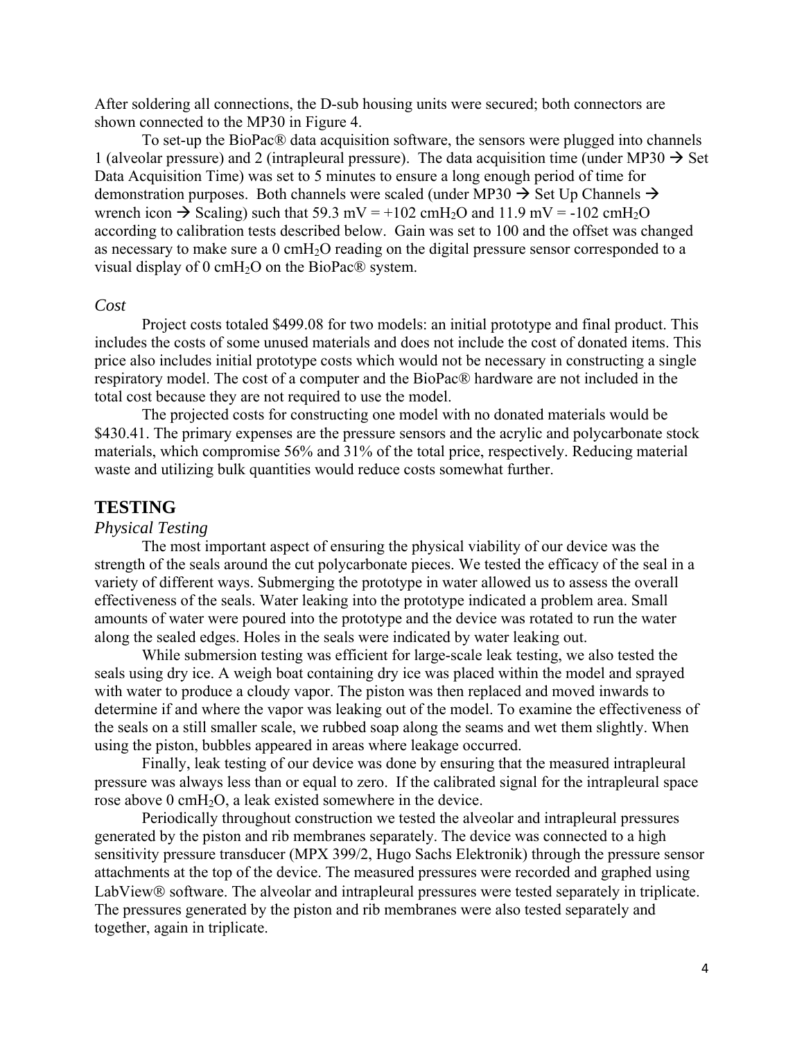After soldering all connections, the D-sub housing units were secured; both connectors are shown connected to the MP30 in Figure 4.

To set-up the BioPac® data acquisition software, the sensors were plugged into channels 1 (alveolar pressure) and 2 (intrapleural pressure). The data acquisition time (under MP30 → Set Data Acquisition Time) was set to 5 minutes to ensure a long enough period of time for demonstration purposes. Both channels were scaled (under MP30 → Set Up Channels → wrench icon → Scaling) such that 59.3 mV = +102 $cmH_2O$ and 11.9 mV = -102 $cmH_2O$ according to calibration tests described below. Gain was set to 100 and the offset was changed as necessary to make sure a 0 $cmH_2O$ reading on the digital pressure sensor corresponded to a visual display of 0 $cmH_2O$ on the BioPac® system.

### *Cost*

Project costs totaled $499.08 for two models: an initial prototype and final product. This includes the costs of some unused materials and does not include the cost of donated items. This price also includes initial prototype costs which would not be necessary in constructing a single respiratory model. The cost of a computer and the BioPac® hardware are not included in the total cost because they are not required to use the model.

The projected costs for constructing one model with no donated materials would be $430.41. The primary expenses are the pressure sensors and the acrylic and polycarbonate stock materials, which compromise 56% and 31% of the total price, respectively. Reducing material waste and utilizing bulk quantities would reduce costs somewhat further.

## TESTING

### *Physical Testing*

The most important aspect of ensuring the physical viability of our device was the strength of the seals around the cut polycarbonate pieces. We tested the efficacy of the seal in a variety of different ways. Submerging the prototype in water allowed us to assess the overall effectiveness of the seals. Water leaking into the prototype indicated a problem area. Small amounts of water were poured into the prototype and the device was rotated to run the water along the sealed edges. Holes in the seals were indicated by water leaking out.

While submersion testing was efficient for large-scale leak testing, we also tested the seals using dry ice. A weigh boat containing dry ice was placed within the model and sprayed with water to produce a cloudy vapor. The piston was then replaced and moved inwards to determine if and where the vapor was leaking out of the model. To examine the effectiveness of the seals on a still smaller scale, we rubbed soap along the seams and wet them slightly. When using the piston, bubbles appeared in areas where leakage occurred.

Finally, leak testing of our device was done by ensuring that the measured intrapleural pressure was always less than or equal to zero. If the calibrated signal for the intrapleural space rose above 0 $cmH_2O$, a leak existed somewhere in the device.

Periodically throughout construction we tested the alveolar and intrapleural pressures generated by the piston and rib membranes separately. The device was connected to a high sensitivity pressure transducer (MPX 399/2, Hugo Sachs Elektronik) through the pressure sensor attachments at the top of the device. The measured pressures were recorded and graphed using LabView® software. The alveolar and intrapleural pressures were tested separately in triplicate. The pressures generated by the piston and rib membranes were also tested separately and together, again in triplicate.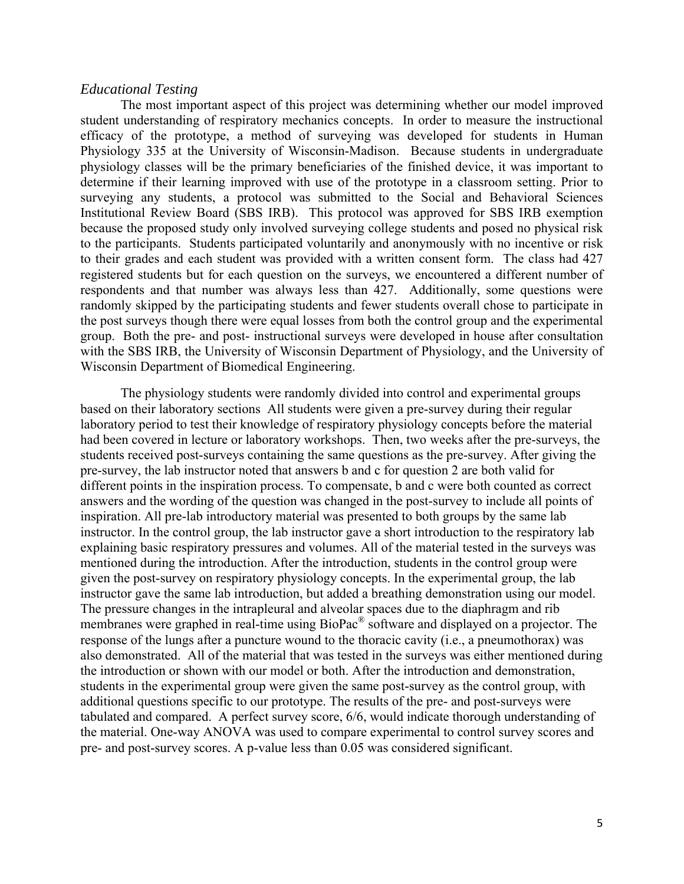### *Educational Testing*

The most important aspect of this project was determining whether our model improved student understanding of respiratory mechanics concepts. In order to measure the instructional efficacy of the prototype, a method of surveying was developed for students in Human Physiology 335 at the University of Wisconsin-Madison. Because students in undergraduate physiology classes will be the primary beneficiaries of the finished device, it was important to determine if their learning improved with use of the prototype in a classroom setting. Prior to surveying any students, a protocol was submitted to the Social and Behavioral Sciences Institutional Review Board (SBS IRB). This protocol was approved for SBS IRB exemption because the proposed study only involved surveying college students and posed no physical risk to the participants. Students participated voluntarily and anonymously with no incentive or risk to their grades and each student was provided with a written consent form. The class had 427 registered students but for each question on the surveys, we encountered a different number of respondents and that number was always less than 427. Additionally, some questions were randomly skipped by the participating students and fewer students overall chose to participate in the post surveys though there were equal losses from both the control group and the experimental group. Both the pre- and post- instructional surveys were developed in house after consultation with the SBS IRB, the University of Wisconsin Department of Physiology, and the University of Wisconsin Department of Biomedical Engineering.

The physiology students were randomly divided into control and experimental groups based on their laboratory sections All students were given a pre-survey during their regular laboratory period to test their knowledge of respiratory physiology concepts before the material had been covered in lecture or laboratory workshops. Then, two weeks after the pre-surveys, the students received post-surveys containing the same questions as the pre-survey. After giving the pre-survey, the lab instructor noted that answers b and c for question 2 are both valid for different points in the inspiration process. To compensate, b and c were both counted as correct answers and the wording of the question was changed in the post-survey to include all points of inspiration. All pre-lab introductory material was presented to both groups by the same lab instructor. In the control group, the lab instructor gave a short introduction to the respiratory lab explaining basic respiratory pressures and volumes. All of the material tested in the surveys was mentioned during the introduction. After the introduction, students in the control group were given the post-survey on respiratory physiology concepts. In the experimental group, the lab instructor gave the same lab introduction, but added a breathing demonstration using our model. The pressure changes in the intrapleural and alveolar spaces due to the diaphragm and rib membranes were graphed in real-time using BioPac® software and displayed on a projector. The response of the lungs after a puncture wound to the thoracic cavity (i.e., a pneumothorax) was also demonstrated. All of the material that was tested in the surveys was either mentioned during the introduction or shown with our model or both. After the introduction and demonstration, students in the experimental group were given the same post-survey as the control group, with additional questions specific to our prototype. The results of the pre- and post-surveys were tabulated and compared. A perfect survey score, 6/6, would indicate thorough understanding of the material. One-way ANOVA was used to compare experimental to control survey scores and pre- and post-survey scores. A p-value less than 0.05 was considered significant.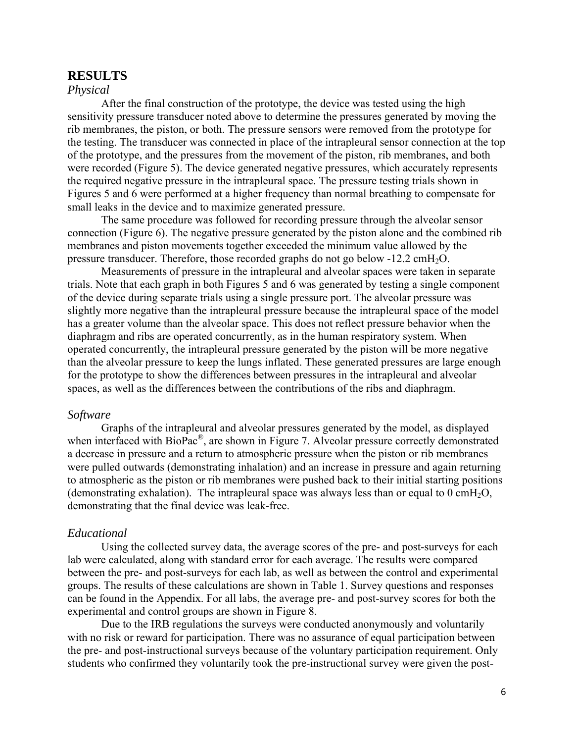## RESULTS

### *Physical*

After the final construction of the prototype, the device was tested using the high sensitivity pressure transducer noted above to determine the pressures generated by moving the rib membranes, the piston, or both. The pressure sensors were removed from the prototype for the testing. The transducer was connected in place of the intrapleural sensor connection at the top of the prototype, and the pressures from the movement of the piston, rib membranes, and both were recorded (Figure 5). The device generated negative pressures, which accurately represents the required negative pressure in the intrapleural space. The pressure testing trials shown in Figures 5 and 6 were performed at a higher frequency than normal breathing to compensate for small leaks in the device and to maximize generated pressure.

The same procedure was followed for recording pressure through the alveolar sensor connection (Figure 6). The negative pressure generated by the piston alone and the combined rib membranes and piston movements together exceeded the minimum value allowed by the pressure transducer. Therefore, those recorded graphs do not go below -12.2 $cmH_2O$.

Measurements of pressure in the intrapleural and alveolar spaces were taken in separate trials. Note that each graph in both Figures 5 and 6 was generated by testing a single component of the device during separate trials using a single pressure port. The alveolar pressure was slightly more negative than the intrapleural pressure because the intrapleural space of the model has a greater volume than the alveolar space. This does not reflect pressure behavior when the diaphragm and ribs are operated concurrently, as in the human respiratory system. When operated concurrently, the intrapleural pressure generated by the piston will be more negative than the alveolar pressure to keep the lungs inflated. These generated pressures are large enough for the prototype to show the differences between pressures in the intrapleural and alveolar spaces, as well as the differences between the contributions of the ribs and diaphragm.

### *Software*

Graphs of the intrapleural and alveolar pressures generated by the model, as displayed when interfaced with BioPac®, are shown in Figure 7. Alveolar pressure correctly demonstrated a decrease in pressure and a return to atmospheric pressure when the piston or rib membranes were pulled outwards (demonstrating inhalation) and an increase in pressure and again returning to atmospheric as the piston or rib membranes were pushed back to their initial starting positions (demonstrating exhalation). The intrapleural space was always less than or equal to 0 $cmH_2O$, demonstrating that the final device was leak-free.

### *Educational*

Using the collected survey data, the average scores of the pre- and post-surveys for each lab were calculated, along with standard error for each average. The results were compared between the pre- and post-surveys for each lab, as well as between the control and experimental groups. The results of these calculations are shown in Table 1. Survey questions and responses can be found in the Appendix. For all labs, the average pre- and post-survey scores for both the experimental and control groups are shown in Figure 8.

Due to the IRB regulations the surveys were conducted anonymously and voluntarily with no risk or reward for participation. There was no assurance of equal participation between the pre- and post-instructional surveys because of the voluntary participation requirement. Only students who confirmed they voluntarily took the pre-instructional survey were given the post-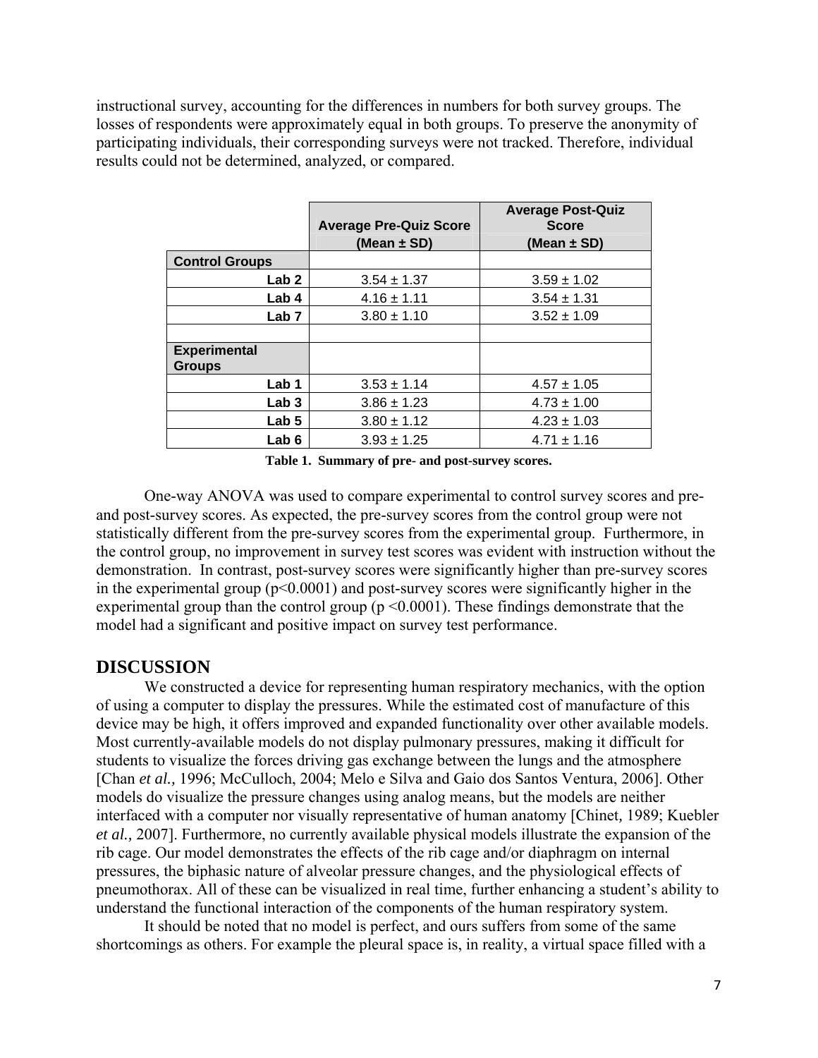instructional survey, accounting for the differences in numbers for both survey groups. The losses of respondents were approximately equal in both groups. To preserve the anonymity of participating individuals, their corresponding surveys were not tracked. Therefore, individual results could not be determined, analyzed, or compared.

| | Average Pre-Quiz Score (Mean ± SD) | Average Post-Quiz Score (Mean ± SD) |
|---|---|---|
| **Control Groups** | | |
| **Lab 2** | 3.54 ± 1.37 | 3.59 ± 1.02 |
| **Lab 4** | 4.16 ± 1.11 | 3.54 ± 1.31 |
| **Lab 7** | 3.80 ± 1.10 | 3.52 ± 1.09 |
| | | |
| **Experimental Groups** | | |
| **Lab 1** | 3.53 ± 1.14 | 4.57 ± 1.05 |
| **Lab 3** | 3.86 ± 1.23 | 4.73 ± 1.00 |
| **Lab 5** | 3.80 ± 1.12 | 4.23 ± 1.03 |
| **Lab 6** | 3.93 ± 1.25 | 4.71 ± 1.16 |

**Table 1. Summary of pre- and post-survey scores.**

One-way ANOVA was used to compare experimental to control survey scores and pre- and post-survey scores. As expected, the pre-survey scores from the control group were not statistically different from the pre-survey scores from the experimental group. Furthermore, in the control group, no improvement in survey test scores was evident with instruction without the demonstration. In contrast, post-survey scores were significantly higher than pre-survey scores in the experimental group ($p<0.0001$) and post-survey scores were significantly higher in the experimental group than the control group ($p<0.0001$). These findings demonstrate that the model had a significant and positive impact on survey test performance.

## DISCUSSION

We constructed a device for representing human respiratory mechanics, with the option of using a computer to display the pressures. While the estimated cost of manufacture of this device may be high, it offers improved and expanded functionality over other available models. Most currently-available models do not display pulmonary pressures, making it difficult for students to visualize the forces driving gas exchange between the lungs and the atmosphere [Chan *et al.,* 1996; McCulloch, 2004; Melo e Silva and Gaio dos Santos Ventura, 2006]. Other models do visualize the pressure changes using analog means, but the models are neither interfaced with a computer nor visually representative of human anatomy [Chinet, 1989; Kuebler *et al.,* 2007]. Furthermore, no currently available physical models illustrate the expansion of the rib cage. Our model demonstrates the effects of the rib cage and/or diaphragm on internal pressures, the biphasic nature of alveolar pressure changes, and the physiological effects of pneumothorax. All of these can be visualized in real time, further enhancing a student's ability to understand the functional interaction of the components of the human respiratory system.

It should be noted that no model is perfect, and ours suffers from some of the same shortcomings as others. For example the pleural space is, in reality, a virtual space filled with a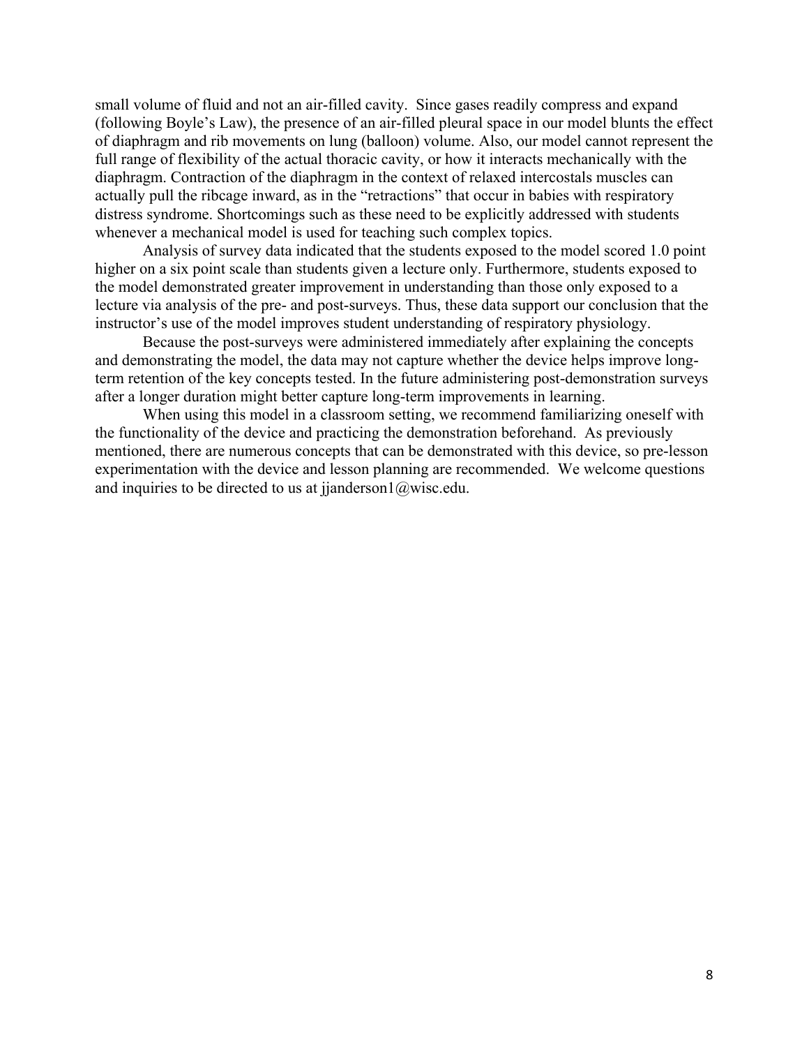small volume of fluid and not an air-filled cavity. Since gases readily compress and expand (following Boyle's Law), the presence of an air-filled pleural space in our model blunts the effect of diaphragm and rib movements on lung (balloon) volume. Also, our model cannot represent the full range of flexibility of the actual thoracic cavity, or how it interacts mechanically with the diaphragm. Contraction of the diaphragm in the context of relaxed intercostals muscles can actually pull the ribcage inward, as in the "retractions" that occur in babies with respiratory distress syndrome. Shortcomings such as these need to be explicitly addressed with students whenever a mechanical model is used for teaching such complex topics.

Analysis of survey data indicated that the students exposed to the model scored 1.0 point higher on a six point scale than students given a lecture only. Furthermore, students exposed to the model demonstrated greater improvement in understanding than those only exposed to a lecture via analysis of the pre- and post-surveys. Thus, these data support our conclusion that the instructor's use of the model improves student understanding of respiratory physiology.

Because the post-surveys were administered immediately after explaining the concepts and demonstrating the model, the data may not capture whether the device helps improve long-term retention of the key concepts tested. In the future administering post-demonstration surveys after a longer duration might better capture long-term improvements in learning.

When using this model in a classroom setting, we recommend familiarizing oneself with the functionality of the device and practicing the demonstration beforehand. As previously mentioned, there are numerous concepts that can be demonstrated with this device, so pre-lesson experimentation with the device and lesson planning are recommended. We welcome questions and inquiries to be directed to us at jjanderson1@wisc.edu.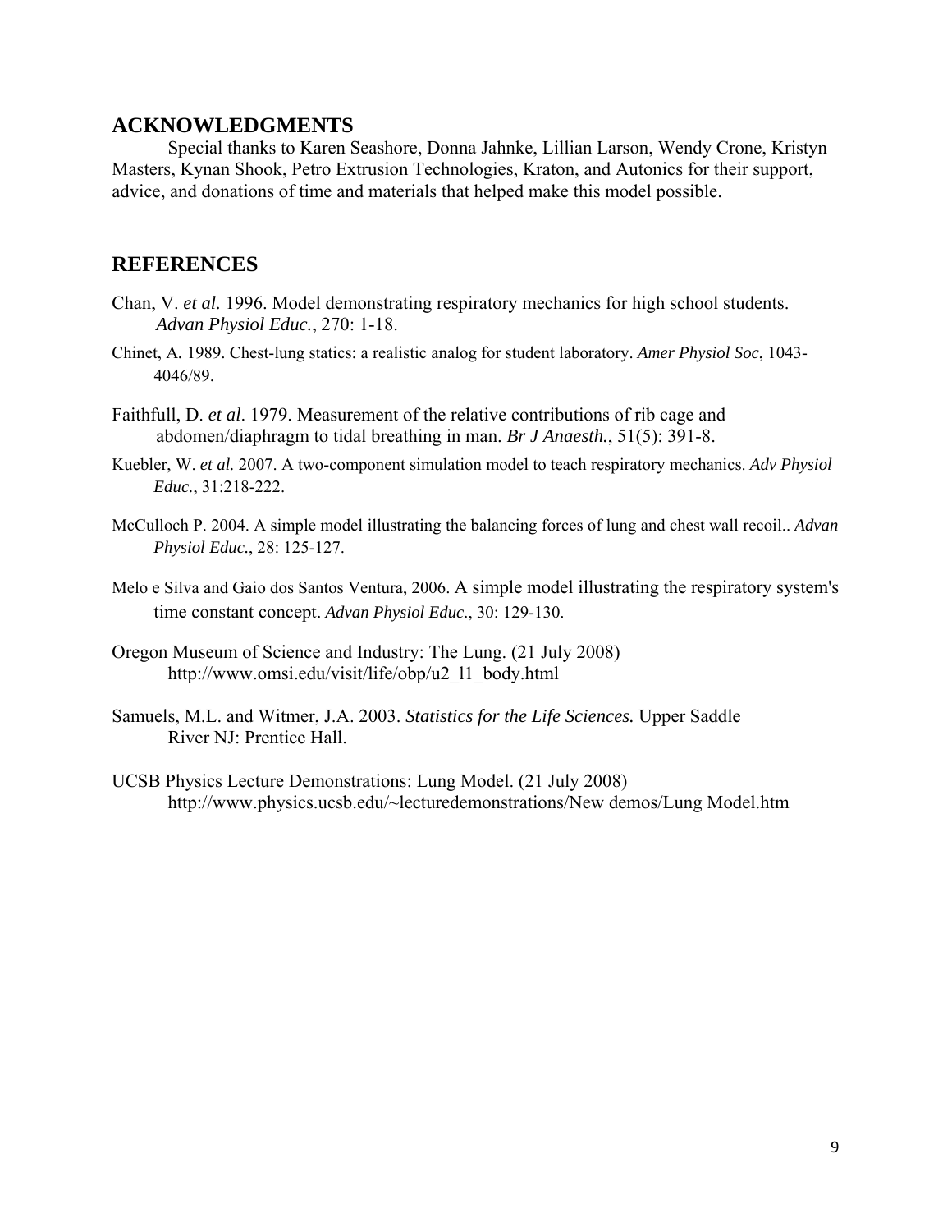## ACKNOWLEDGMENTS

Special thanks to Karen Seashore, Donna Jahnke, Lillian Larson, Wendy Crone, Kristyn Masters, Kynan Shook, Petro Extrusion Technologies, Kraton, and Autonics for their support, advice, and donations of time and materials that helped make this model possible.

## REFERENCES

Chan, V. *et al.* 1996. Model demonstrating respiratory mechanics for high school students. *Advan Physiol Educ.*, 270: 1-18.

Chinet, A. 1989. Chest-lung statics: a realistic analog for student laboratory. *Amer Physiol Soc*, 1043-4046/89.

Faithfull, D. *et al*. 1979. Measurement of the relative contributions of rib cage and abdomen/diaphragm to tidal breathing in man. *Br J Anaesth.*, 51(5): 391-8.

Kuebler, W. *et al.* 2007. A two-component simulation model to teach respiratory mechanics. *Adv Physiol Educ.*, 31:218-222.

McCulloch P. 2004. A simple model illustrating the balancing forces of lung and chest wall recoil.. *Advan Physiol Educ.*, 28: 125-127.

Melo e Silva and Gaio dos Santos Ventura, 2006. A simple model illustrating the respiratory system's time constant concept. *Advan Physiol Educ.*, 30: 129-130.

Oregon Museum of Science and Industry: The Lung. (21 July 2008) http://www.omsi.edu/visit/life/obp/u2_l1_body.html

Samuels, M.L. and Witmer, J.A. 2003. *Statistics for the Life Sciences.* Upper Saddle River NJ: Prentice Hall.

UCSB Physics Lecture Demonstrations: Lung Model. (21 July 2008) http://www.physics.ucsb.edu/~lecturedemonstrations/New demos/Lung Model.htm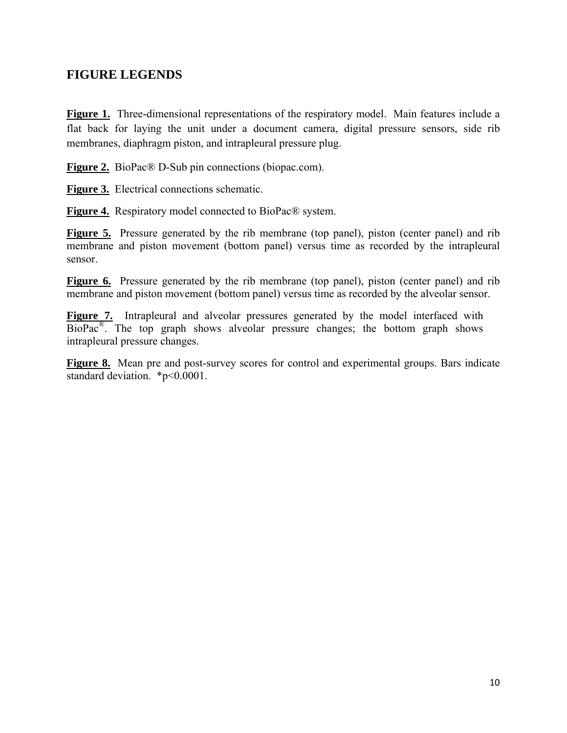## FIGURE LEGENDS

**Figure 1.** Three-dimensional representations of the respiratory model. Main features include a flat back for laying the unit under a document camera, digital pressure sensors, side rib membranes, diaphragm piston, and intrapleural pressure plug.

**Figure 2.** BioPac® D-Sub pin connections (biopac.com).

**Figure 3.** Electrical connections schematic.

**Figure 4.** Respiratory model connected to BioPac® system.

**Figure 5.** Pressure generated by the rib membrane (top panel), piston (center panel) and rib membrane and piston movement (bottom panel) versus time as recorded by the intrapleural sensor.

**Figure 6.** Pressure generated by the rib membrane (top panel), piston (center panel) and rib membrane and piston movement (bottom panel) versus time as recorded by the alveolar sensor.

**Figure 7.** Intrapleural and alveolar pressures generated by the model interfaced with BioPac®. The top graph shows alveolar pressure changes; the bottom graph shows intrapleural pressure changes.

**Figure 8.** Mean pre and post-survey scores for control and experimental groups. Bars indicate standard deviation. *$p<0.0001$.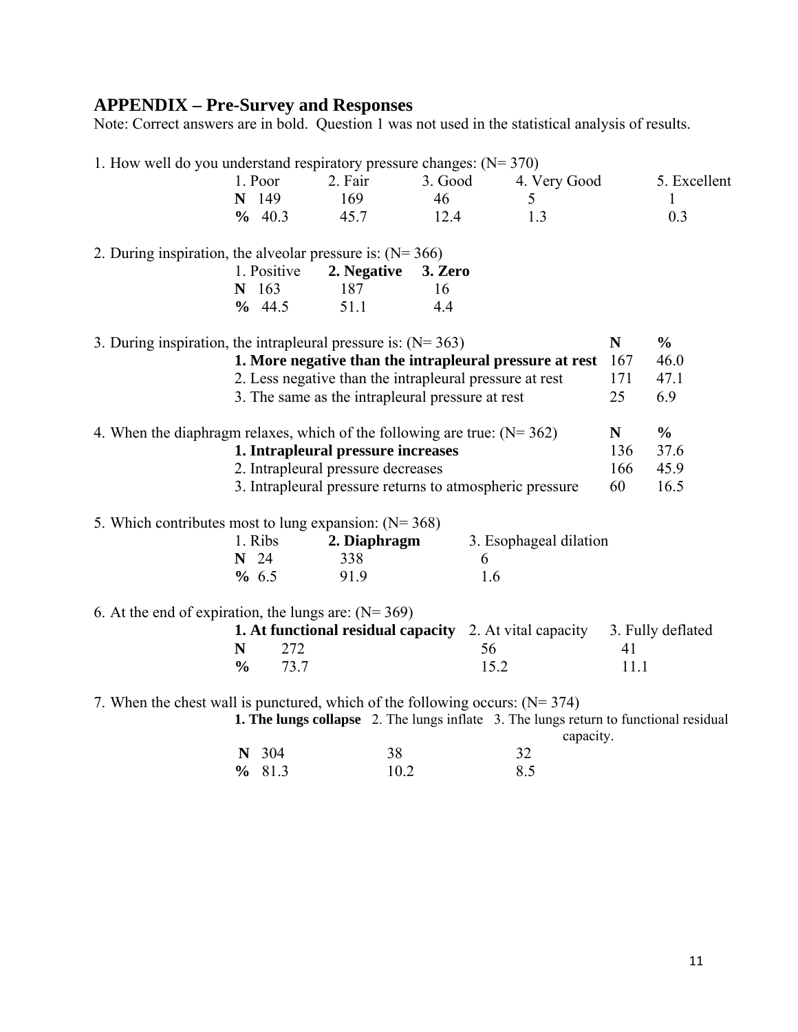## APPENDIX – Pre-Survey and Responses

Note: Correct answers are in bold. Question 1 was not used in the statistical analysis of results.

1. How well do you understand respiratory pressure changes: (N= 370)

| | 1. Poor | 2. Fair | 3. Good | 4. Very Good | 5. Excellent |
|---|---|---|---|---|---|
| **N** | 149 | 169 | 46 | 5 | 1 |
| **%** | 40.3 | 45.7 | 12.4 | 1.3 | 0.3 |

2. During inspiration, the alveolar pressure is: (N= 366)

| | 1. Positive | **2. Negative** | **3. Zero** |
|---|---|---|---|
| **N** | 163 | 187 | 16 |
| **%** | 44.5 | 51.1 | 4.4 |

3. During inspiration, the intrapleural pressure is: (N= 363)

| | **N** | **%** |
|---|---|---|
| **1. More negative than the intrapleural pressure at rest** | 167 | 46.0 |
| 2. Less negative than the intrapleural pressure at rest | 171 | 47.1 |
| 3. The same as the intrapleural pressure at rest | 25 | 6.9 |

4. When the diaphragm relaxes, which of the following are true: (N= 362)

| | **N** | **%** |
|---|---|---|
| **1. Intrapleural pressure increases** | 136 | 37.6 |
| 2. Intrapleural pressure decreases | 166 | 45.9 |
| 3. Intrapleural pressure returns to atmospheric pressure | 60 | 16.5 |

5. Which contributes most to lung expansion: (N= 368)

| | 1. Ribs | **2. Diaphragm** | 3. Esophageal dilation |
|---|---|---|---|
| **N** | 24 | 338 | 6 |
| **%** | 6.5 | 91.9 | 1.6 |

6. At the end of expiration, the lungs are: (N= 369)

| | **1. At functional residual capacity** | 2. At vital capacity | 3. Fully deflated |
|---|---|---|---|
| **N** | 272 | 56 | 41 |
| **%** | 73.7 | 15.2 | 11.1 |

7. When the chest wall is punctured, which of the following occurs: (N= 374)

| | **1. The lungs collapse** | 2. The lungs inflate | 3. The lungs return to functional residual capacity. |
|---|---|---|---|
| **N** | 304 | 38 | 32 |
| **%** | 81.3 | 10.2 | 8.5 |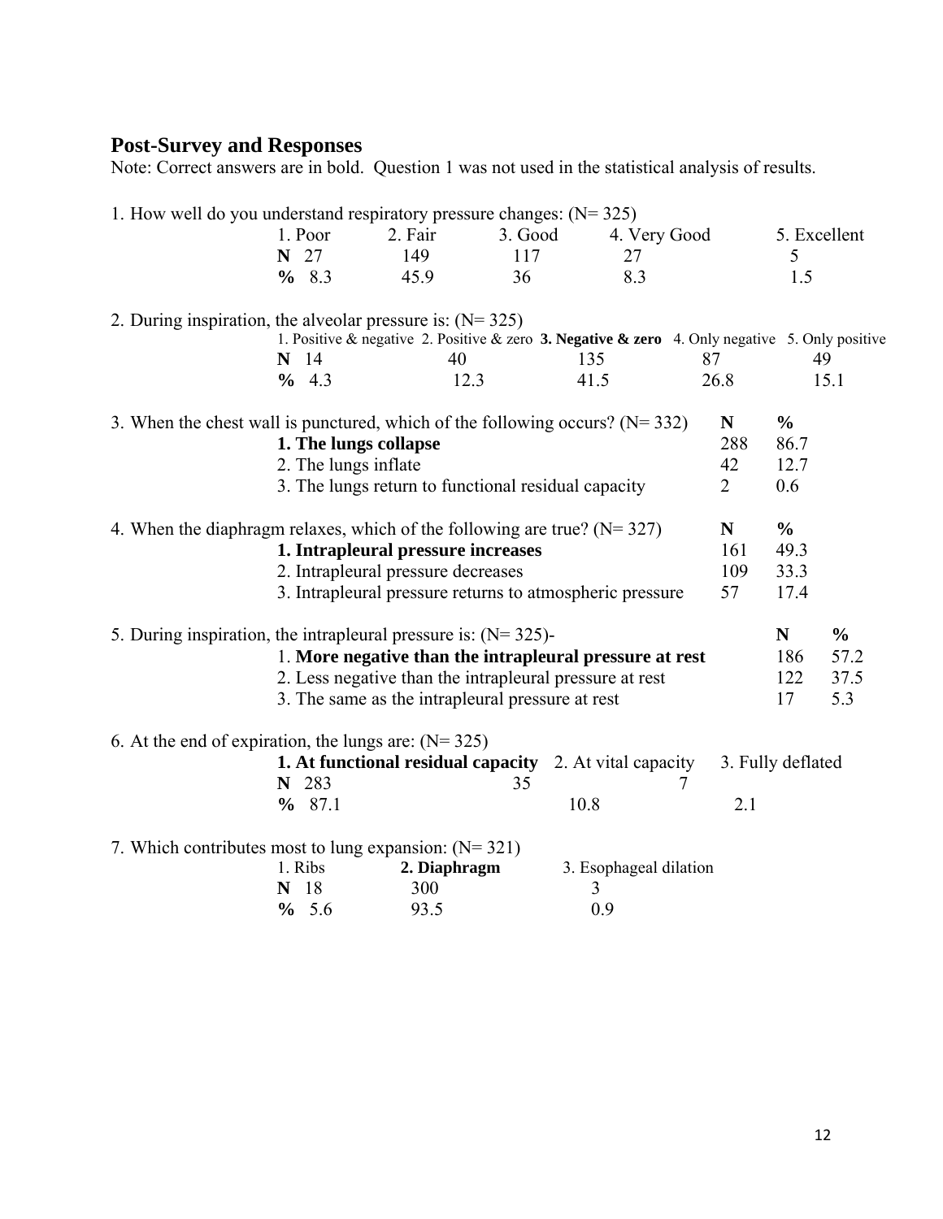## Post-Survey and Responses

Note: Correct answers are in bold. Question 1 was not used in the statistical analysis of results.

1. How well do you understand respiratory pressure changes: (N= 325)

| | 1. Poor | 2. Fair | 3. Good | 4. Very Good | 5. Excellent |
|---|---|---|---|---|---|
| **N** | 27 | 149 | 117 | 27 | 5 |
| **%** | 8.3 | 45.9 | 36 | 8.3 | 1.5 |

2. During inspiration, the alveolar pressure is: (N= 325)

| | 1. Positive & negative | 2. Positive & zero | **3. Negative & zero** | 4. Only negative | 5. Only positive |
|---|---|---|---|---|---|
| **N** | 14 | 40 | 135 | 87 | 49 |
| **%** | 4.3 | 12.3 | 41.5 | 26.8 | 15.1 |

3. When the chest wall is punctured, which of the following occurs? (N= 332)

| | **N** | **%** |
|---|---|---|
| **1. The lungs collapse** | 288 | 86.7 |
| 2. The lungs inflate | 42 | 12.7 |
| 3. The lungs return to functional residual capacity | 2 | 0.6 |

4. When the diaphragm relaxes, which of the following are true? (N= 327)

| | **N** | **%** |
|---|---|---|
| **1. Intrapleural pressure increases** | 161 | 49.3 |
| 2. Intrapleural pressure decreases | 109 | 33.3 |
| 3. Intrapleural pressure returns to atmospheric pressure | 57 | 17.4 |

5. During inspiration, the intrapleural pressure is: (N= 325)-

| | **N** | **%** |
|---|---|---|
| 1. **More negative than the intrapleural pressure at rest** | 186 | 57.2 |
| 2. Less negative than the intrapleural pressure at rest | 122 | 37.5 |
| 3. The same as the intrapleural pressure at rest | 17 | 5.3 |

6. At the end of expiration, the lungs are: (N= 325)

| | **1. At functional residual capacity** | 2. At vital capacity | 3. Fully deflated |
|---|---|---|---|
| **N** | 283 | 35 | 7 |
| **%** | 87.1 | 10.8 | 2.1 |

7. Which contributes most to lung expansion: (N= 321)

| | 1. Ribs | **2. Diaphragm** | 3. Esophageal dilation |
|---|---|---|---|
| **N** | 18 | 300 | 3 |
| **%** | 5.6 | 93.5 | 0.9 |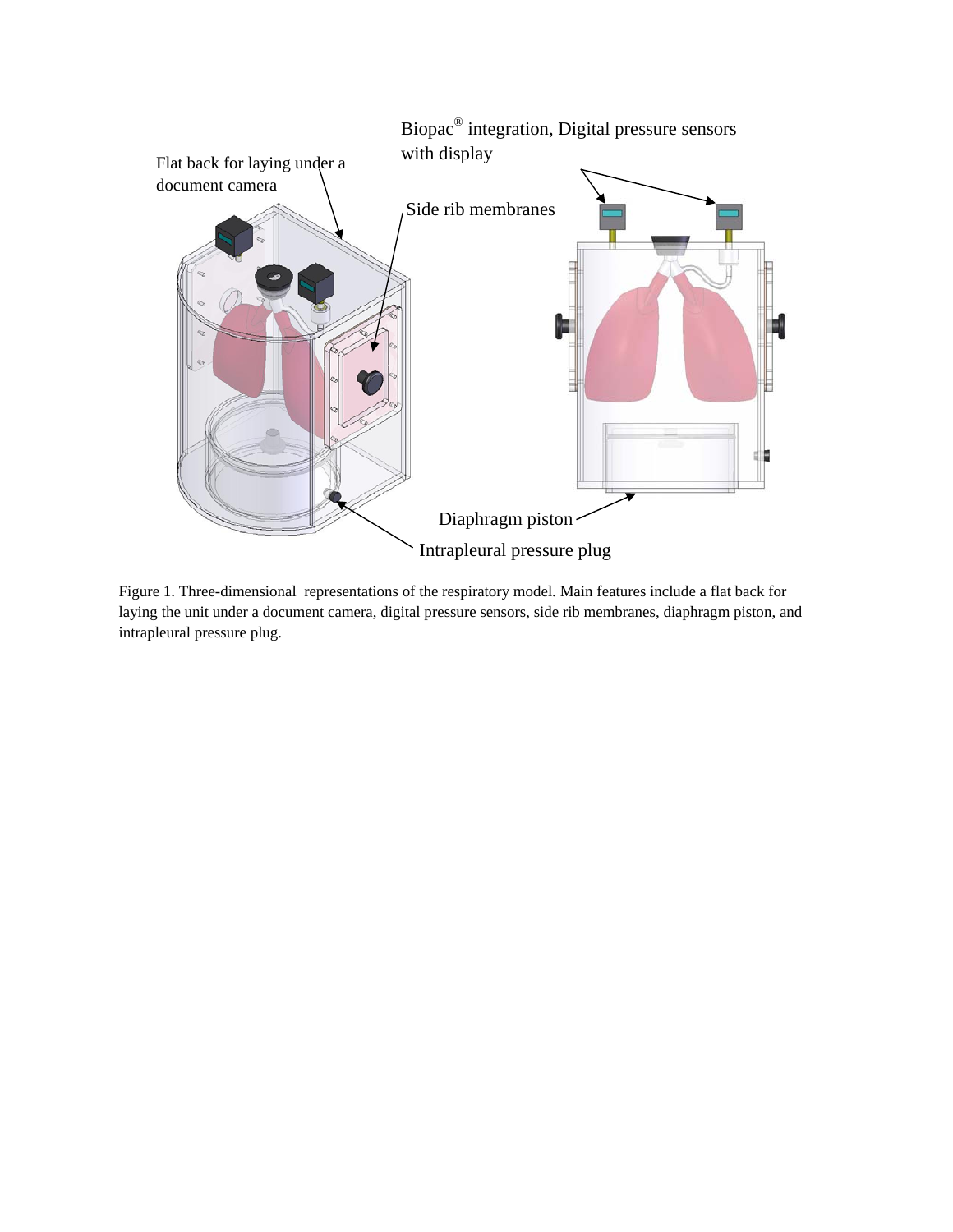Figure 1. Three-dimensional representations of the respiratory model. Main features include a flat back for laying the unit under a document camera, digital pressure sensors, side rib membranes, diaphragm piston, and intrapleural pressure plug.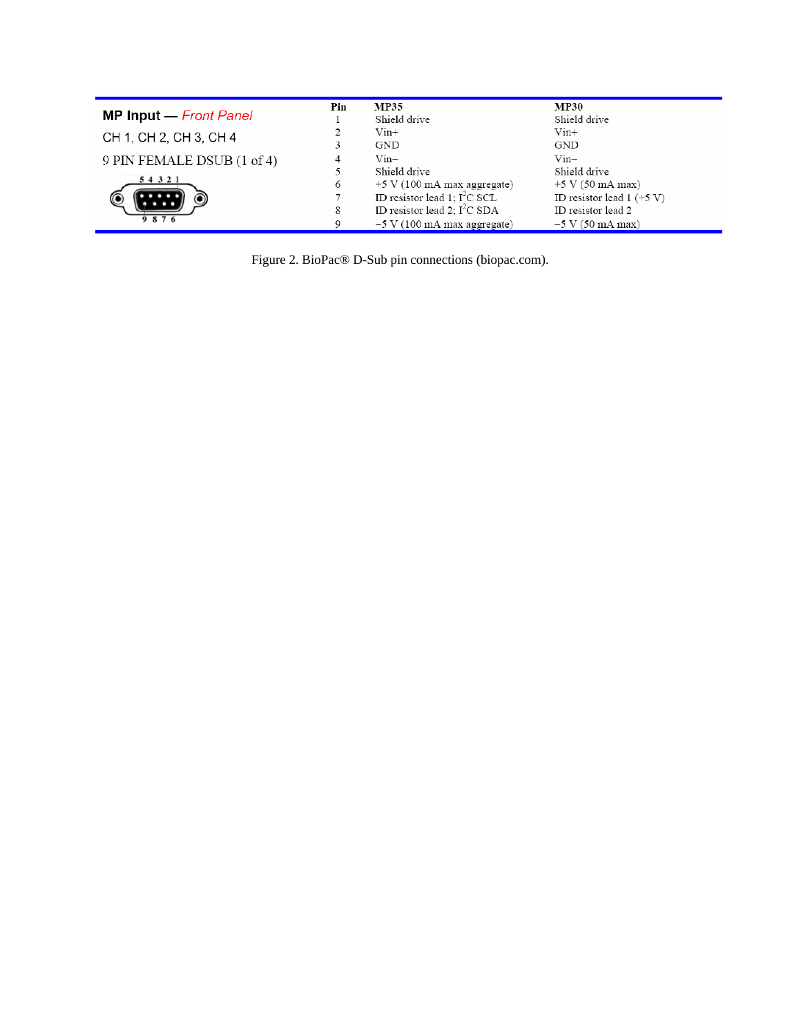**MP Input** — *Front Panel*

CH 1, CH 2, CH 3, CH 4

9 PIN FEMALE DSUB (1 of 4)

5 4 3 2 1

9 8 7 6

| Pin | MP35 | MP30 |
|---|---|---|
| 1 | Shield drive | Shield drive |
| 2 | Vin+ | Vin+ |
| 3 | GND | GND |
| 4 | Vin− | Vin− |
| 5 | Shield drive | Shield drive |
| 6 | +5 V (100 mA max aggregate) | +5 V (50 mA max) |
| 7 | ID resistor lead 1; $I^2C$ SCL | ID resistor lead 1 (+5 V) |
| 8 | ID resistor lead 2; $I^2C$ SDA | ID resistor lead 2 |
| 9 | −5 V (100 mA max aggregate) | −5 V (50 mA max) |

Figure 2. BioPac® D-Sub pin connections (biopac.com).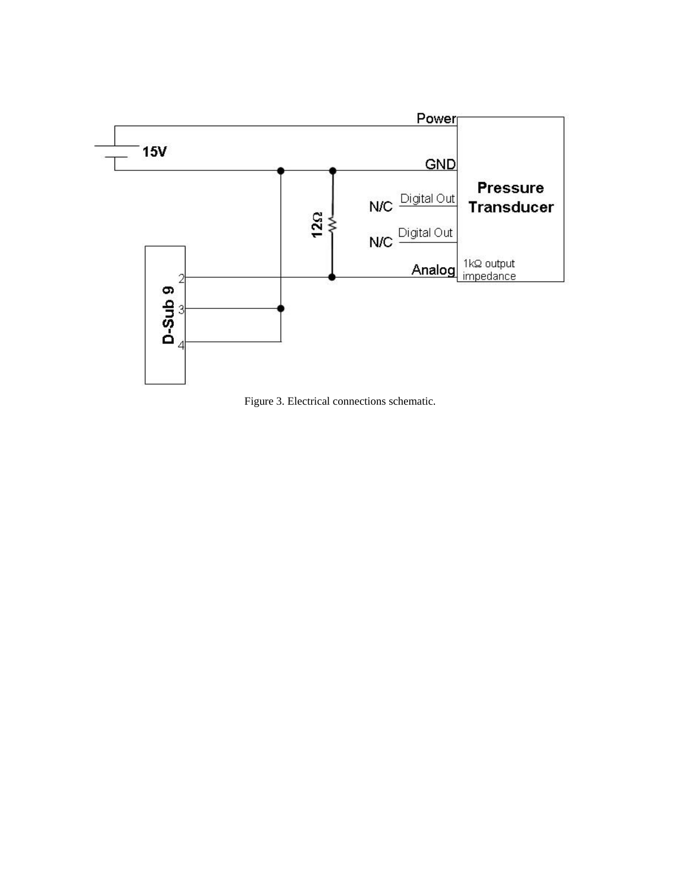Figure 3. Electrical connections schematic.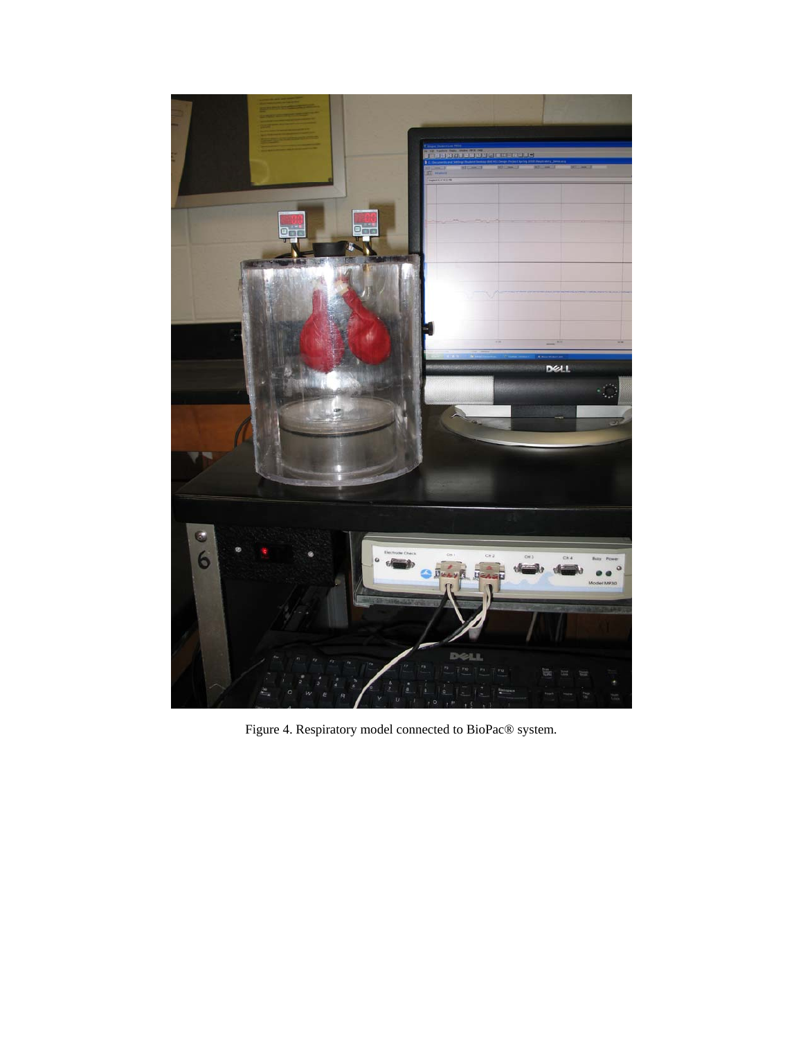Figure 4. Respiratory model connected to BioPac® system.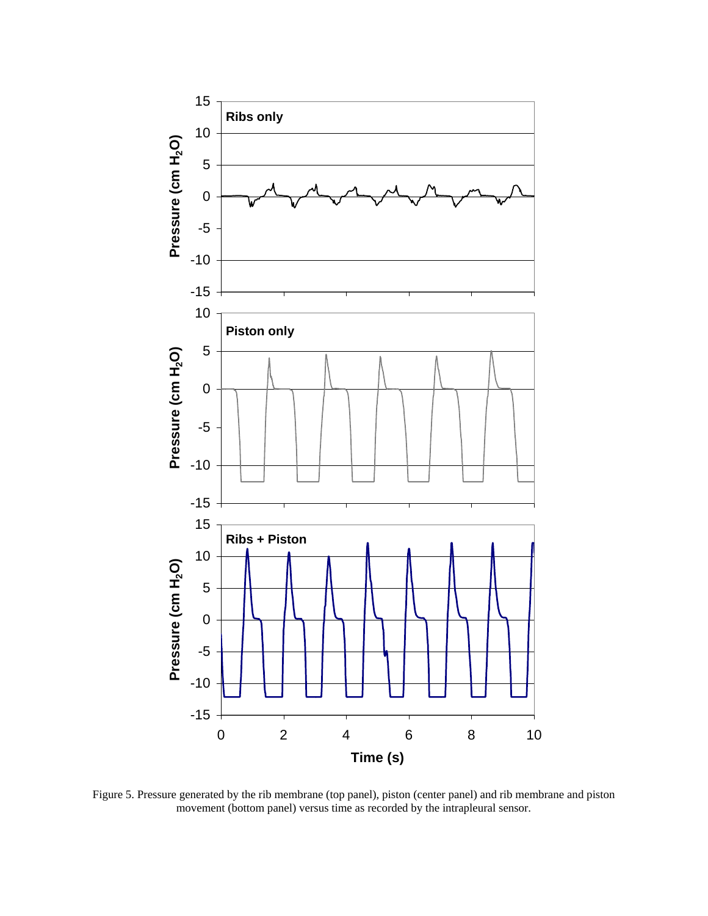Figure 5. Pressure generated by the rib membrane (top panel), piston (center panel) and rib membrane and piston movement (bottom panel) versus time as recorded by the intrapleural sensor.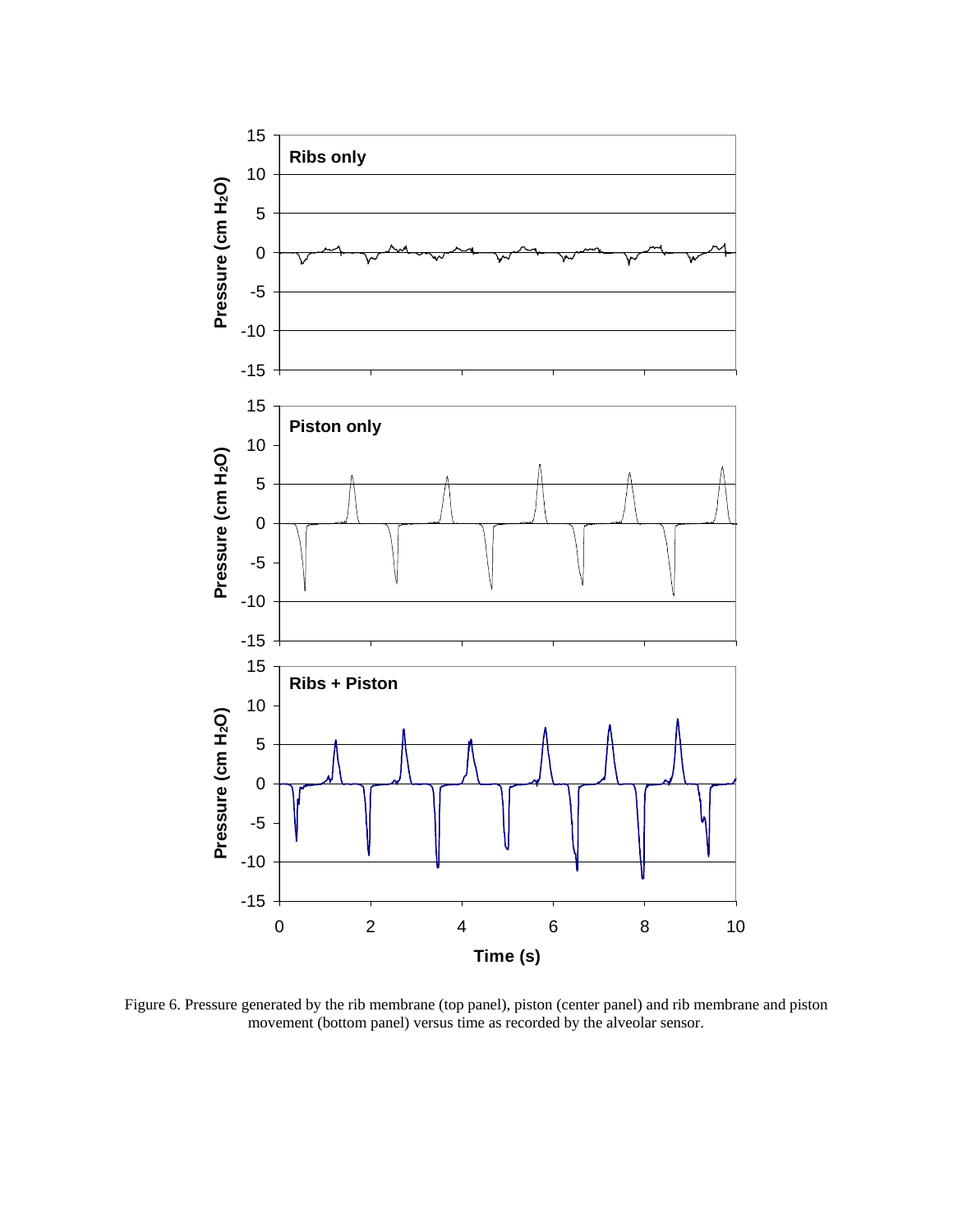Figure 6. Pressure generated by the rib membrane (top panel), piston (center panel) and rib membrane and piston movement (bottom panel) versus time as recorded by the alveolar sensor.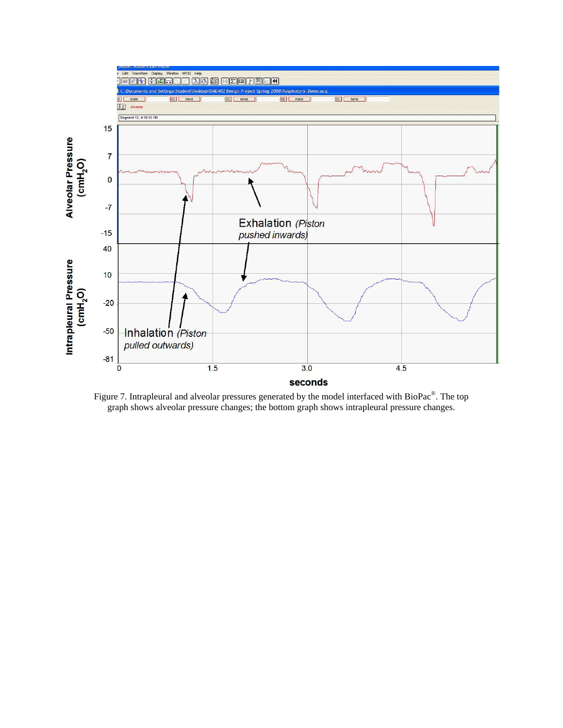Figure 7. Intrapleural and alveolar pressures generated by the model interfaced with BioPac®. The top graph shows alveolar pressure changes; the bottom graph shows intrapleural pressure changes.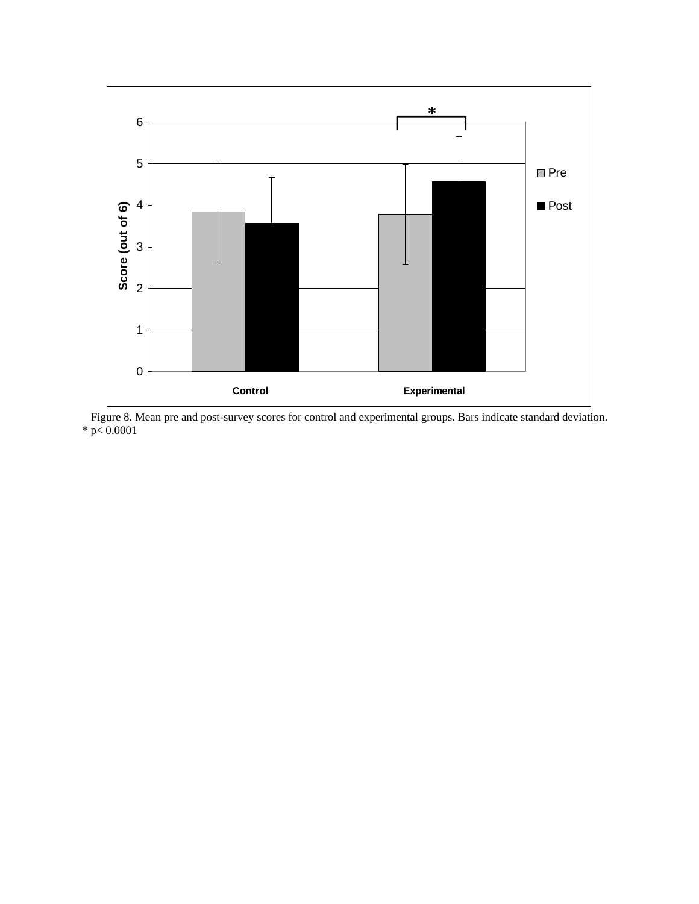6

5

4

3

2

1

0

Score (out of 6)

*

Pre

Post

Control

Experimental

Figure 8. Mean pre and post-survey scores for control and experimental groups. Bars indicate standard deviation.
* $p < 0.0001$